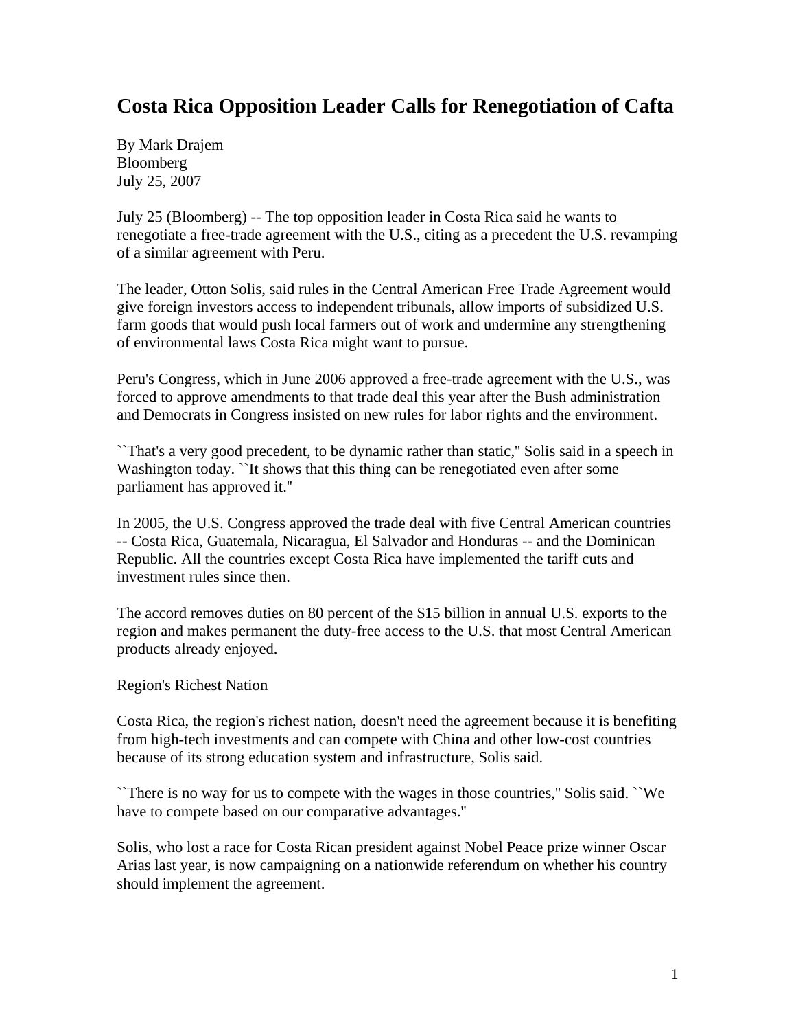# Costa Rica Opposition Leader Calls for Renegotiation of Cafta

By Mark Drajem
Bloomberg
July 25, 2007

July 25 (Bloomberg) -- The top opposition leader in Costa Rica said he wants to renegotiate a free-trade agreement with the U.S., citing as a precedent the U.S. revamping of a similar agreement with Peru.

The leader, Otton Solis, said rules in the Central American Free Trade Agreement would give foreign investors access to independent tribunals, allow imports of subsidized U.S. farm goods that would push local farmers out of work and undermine any strengthening of environmental laws Costa Rica might want to pursue.

Peru's Congress, which in June 2006 approved a free-trade agreement with the U.S., was forced to approve amendments to that trade deal this year after the Bush administration and Democrats in Congress insisted on new rules for labor rights and the environment.

``That's a very good precedent, to be dynamic rather than static,'' Solis said in a speech in Washington today. ``It shows that this thing can be renegotiated even after some parliament has approved it.''

In 2005, the U.S. Congress approved the trade deal with five Central American countries -- Costa Rica, Guatemala, Nicaragua, El Salvador and Honduras -- and the Dominican Republic. All the countries except Costa Rica have implemented the tariff cuts and investment rules since then.

The accord removes duties on 80 percent of the $15 billion in annual U.S. exports to the region and makes permanent the duty-free access to the U.S. that most Central American products already enjoyed.

Region's Richest Nation

Costa Rica, the region's richest nation, doesn't need the agreement because it is benefiting from high-tech investments and can compete with China and other low-cost countries because of its strong education system and infrastructure, Solis said.

``There is no way for us to compete with the wages in those countries,'' Solis said. ``We have to compete based on our comparative advantages.''

Solis, who lost a race for Costa Rican president against Nobel Peace prize winner Oscar Arias last year, is now campaigning on a nationwide referendum on whether his country should implement the agreement.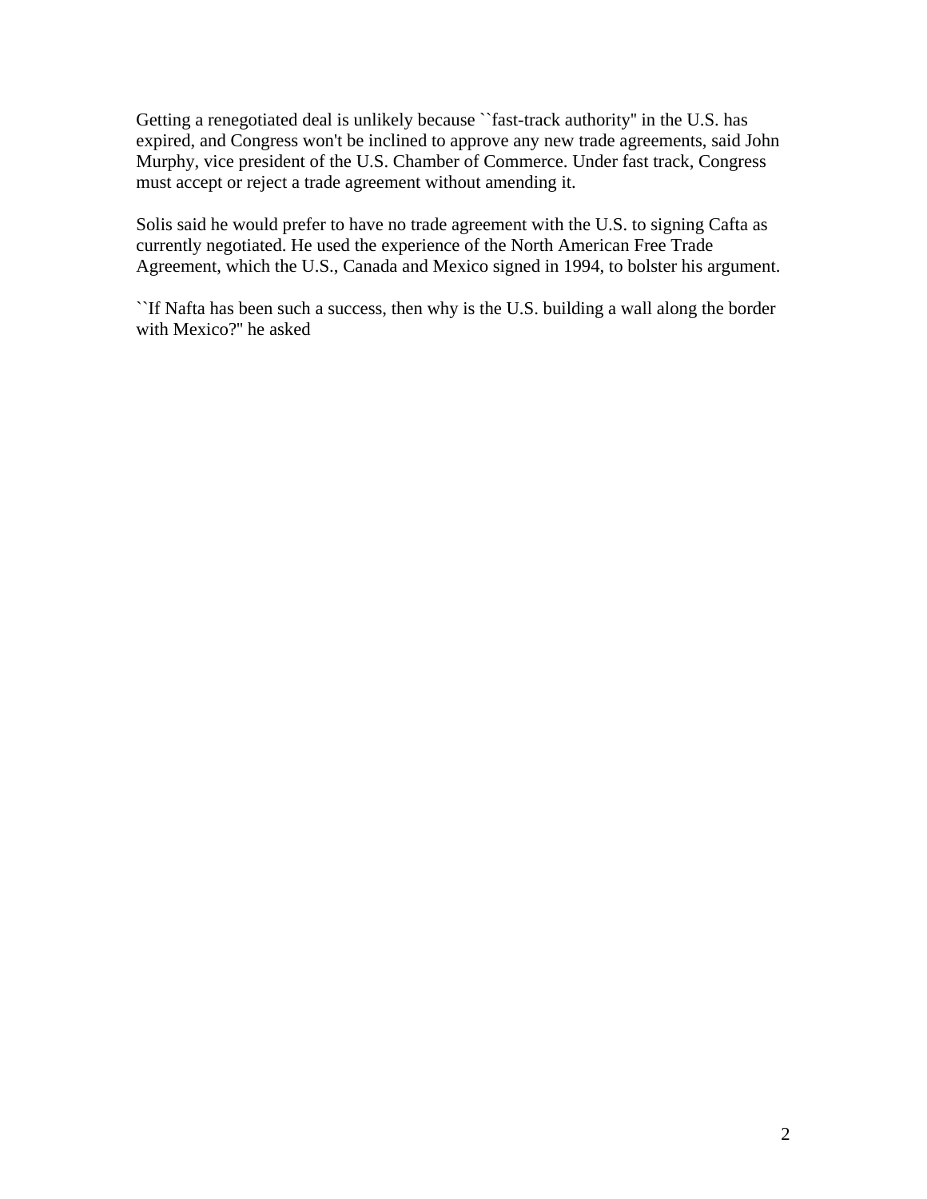Getting a renegotiated deal is unlikely because ``fast-track authority'' in the U.S. has expired, and Congress won't be inclined to approve any new trade agreements, said John Murphy, vice president of the U.S. Chamber of Commerce. Under fast track, Congress must accept or reject a trade agreement without amending it.

Solis said he would prefer to have no trade agreement with the U.S. to signing Cafta as currently negotiated. He used the experience of the North American Free Trade Agreement, which the U.S., Canada and Mexico signed in 1994, to bolster his argument.

``If Nafta has been such a success, then why is the U.S. building a wall along the border with Mexico?'' he asked